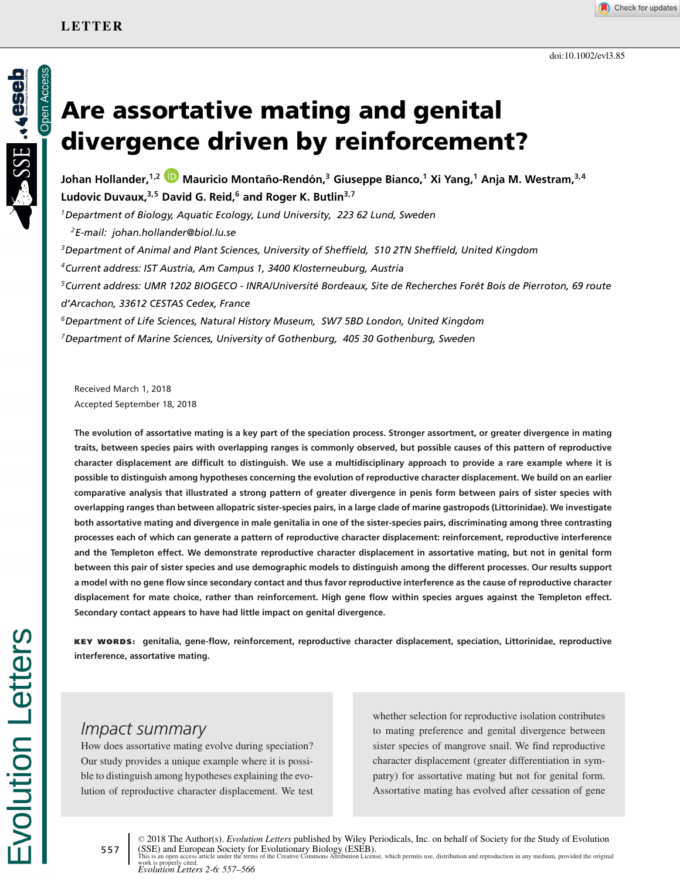LETTER

doi:10.1002/evl3.85

# Are assortative mating and genital divergence driven by reinforcement?

**Johan Hollander,[1,2] Mauricio Montaño-Rendón,[3] Giuseppe Bianco,[1] Xi Yang,[1] Anja M. Westram,[3,4] Ludovic Duvaux,[3,5] David G. Reid,[6] and Roger K. Butlin[3,7]**

[1] *Department of Biology, Aquatic Ecology, Lund University, 223 62 Lund, Sweden*

[2] *E-mail: johan.hollander@biol.lu.se*

[3] *Department of Animal and Plant Sciences, University of Sheffield, S10 2TN Sheffield, United Kingdom*

[4] *Current address: IST Austria, Am Campus 1, 3400 Klosterneuburg, Austria*

[5] *Current address: UMR 1202 BIOGECO - INRA/Université Bordeaux, Site de Recherches Forêt Bois de Pierroton, 69 route d'Arcachon, 33612 CESTAS Cedex, France*

[6] *Department of Life Sciences, Natural History Museum, SW7 5BD London, United Kingdom*

[7] *Department of Marine Sciences, University of Gothenburg, 405 30 Gothenburg, Sweden*

Received March 1, 2018
Accepted September 18, 2018

**The evolution of assortative mating is a key part of the speciation process. Stronger assortment, or greater divergence in mating traits, between species pairs with overlapping ranges is commonly observed, but possible causes of this pattern of reproductive character displacement are difficult to distinguish. We use a multidisciplinary approach to provide a rare example where it is possible to distinguish among hypotheses concerning the evolution of reproductive character displacement. We build on an earlier comparative analysis that illustrated a strong pattern of greater divergence in penis form between pairs of sister species with overlapping ranges than between allopatric sister-species pairs, in a large clade of marine gastropods (Littorinidae). We investigate both assortative mating and divergence in male genitalia in one of the sister-species pairs, discriminating among three contrasting processes each of which can generate a pattern of reproductive character displacement: reinforcement, reproductive interference and the Templeton effect. We demonstrate reproductive character displacement in assortative mating, but not in genital form between this pair of sister species and use demographic models to distinguish among the different processes. Our results support a model with no gene flow since secondary contact and thus favor reproductive interference as the cause of reproductive character displacement for mate choice, rather than reinforcement. High gene flow within species argues against the Templeton effect. Secondary contact appears to have had little impact on genital divergence.**

**KEY WORDS:** genitalia, gene-flow, reinforcement, reproductive character displacement, speciation, Littorinidae, reproductive interference, assortative mating.

## *Impact summary*

How does assortative mating evolve during speciation? Our study provides a unique example where it is possible to distinguish among hypotheses explaining the evolution of reproductive character displacement. We test whether selection for reproductive isolation contributes to mating preference and genital divergence between sister species of mangrove snail. We find reproductive character displacement (greater differentiation in sympatry) for assortative mating but not for genital form. Assortative mating has evolved after cessation of gene

© 2018 The Author(s). *Evolution Letters* published by Wiley Periodicals, Inc. on behalf of Society for the Study of Evolution (SSE) and European Society for Evolutionary Biology (ESEB).
This is an open access article under the terms of the Creative Commons Attribution License, which permits use, distribution and reproduction in any medium, provided the original work is properly cited.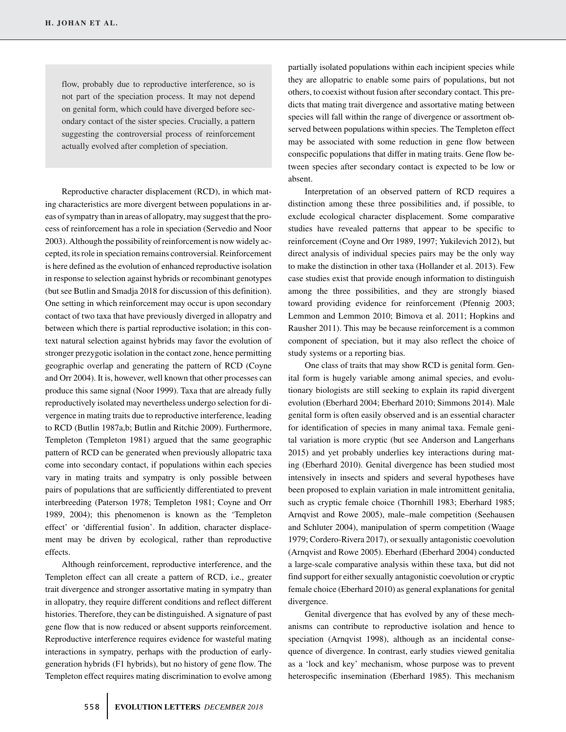flow, probably due to reproductive interference, so is not part of the speciation process. It may not depend on genital form, which could have diverged before secondary contact of the sister species. Crucially, a pattern suggesting the controversial process of reinforcement actually evolved after completion of speciation.

Reproductive character displacement (RCD), in which mating characteristics are more divergent between populations in areas of sympatry than in areas of allopatry, may suggest that the process of reinforcement has a role in speciation (Servedio and Noor 2003). Although the possibility of reinforcement is now widely accepted, its role in speciation remains controversial. Reinforcement is here defined as the evolution of enhanced reproductive isolation in response to selection against hybrids or recombinant genotypes (but see Butlin and Smadja 2018 for discussion of this definition). One setting in which reinforcement may occur is upon secondary contact of two taxa that have previously diverged in allopatry and between which there is partial reproductive isolation; in this context natural selection against hybrids may favor the evolution of stronger prezygotic isolation in the contact zone, hence permitting geographic overlap and generating the pattern of RCD (Coyne and Orr 2004). It is, however, well known that other processes can produce this same signal (Noor 1999). Taxa that are already fully reproductively isolated may nevertheless undergo selection for divergence in mating traits due to reproductive interference, leading to RCD (Butlin 1987a,b; Butlin and Ritchie 2009). Furthermore, Templeton (Templeton 1981) argued that the same geographic pattern of RCD can be generated when previously allopatric taxa come into secondary contact, if populations within each species vary in mating traits and sympatry is only possible between pairs of populations that are sufficiently differentiated to prevent interbreeding (Paterson 1978; Templeton 1981; Coyne and Orr 1989, 2004); this phenomenon is known as the 'Templeton effect' or 'differential fusion'. In addition, character displacement may be driven by ecological, rather than reproductive effects.

Although reinforcement, reproductive interference, and the Templeton effect can all create a pattern of RCD, i.e., greater trait divergence and stronger assortative mating in sympatry than in allopatry, they require different conditions and reflect different histories. Therefore, they can be distinguished. A signature of past gene flow that is now reduced or absent supports reinforcement. Reproductive interference requires evidence for wasteful mating interactions in sympatry, perhaps with the production of early-generation hybrids (F1 hybrids), but no history of gene flow. The Templeton effect requires mating discrimination to evolve among partially isolated populations within each incipient species while they are allopatric to enable some pairs of populations, but not others, to coexist without fusion after secondary contact. This predicts that mating trait divergence and assortative mating between species will fall within the range of divergence or assortment observed between populations within species. The Templeton effect may be associated with some reduction in gene flow between conspecific populations that differ in mating traits. Gene flow between species after secondary contact is expected to be low or absent.

Interpretation of an observed pattern of RCD requires a distinction among these three possibilities and, if possible, to exclude ecological character displacement. Some comparative studies have revealed patterns that appear to be specific to reinforcement (Coyne and Orr 1989, 1997; Yukilevich 2012), but direct analysis of individual species pairs may be the only way to make the distinction in other taxa (Hollander et al. 2013). Few case studies exist that provide enough information to distinguish among the three possibilities, and they are strongly biased toward providing evidence for reinforcement (Pfennig 2003; Lemmon and Lemmon 2010; Bimova et al. 2011; Hopkins and Rausher 2011). This may be because reinforcement is a common component of speciation, but it may also reflect the choice of study systems or a reporting bias.

One class of traits that may show RCD is genital form. Genital form is hugely variable among animal species, and evolutionary biologists are still seeking to explain its rapid divergent evolution (Eberhard 2004; Eberhard 2010; Simmons 2014). Male genital form is often easily observed and is an essential character for identification of species in many animal taxa. Female genital variation is more cryptic (but see Anderson and Langerhans 2015) and yet probably underlies key interactions during mating (Eberhard 2010). Genital divergence has been studied most intensively in insects and spiders and several hypotheses have been proposed to explain variation in male intromittent genitalia, such as cryptic female choice (Thornhill 1983; Eberhard 1985; Arnqvist and Rowe 2005), male–male competition (Seehausen and Schluter 2004), manipulation of sperm competition (Waage 1979; Cordero-Rivera 2017), or sexually antagonistic coevolution (Arnqvist and Rowe 2005). Eberhard (Eberhard 2004) conducted a large-scale comparative analysis within these taxa, but did not find support for either sexually antagonistic coevolution or cryptic female choice (Eberhard 2010) as general explanations for genital divergence.

Genital divergence that has evolved by any of these mechanisms can contribute to reproductive isolation and hence to speciation (Arnqvist 1998), although as an incidental consequence of divergence. In contrast, early studies viewed genitalia as a 'lock and key' mechanism, whose purpose was to prevent heterospecific insemination (Eberhard 1985). This mechanism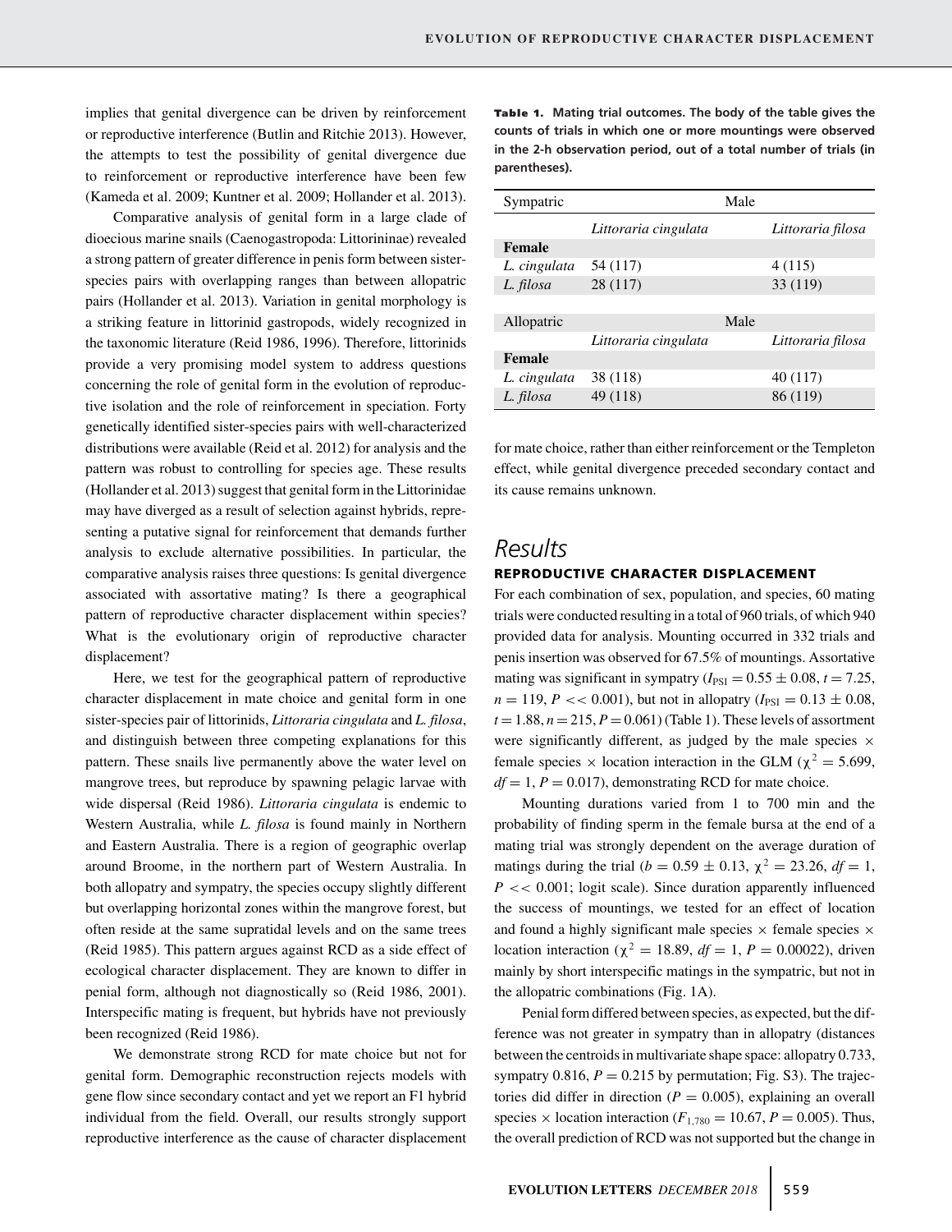implies that genital divergence can be driven by reinforcement or reproductive interference (Butlin and Ritchie 2013). However, the attempts to test the possibility of genital divergence due to reinforcement or reproductive interference have been few (Kameda et al. 2009; Kuntner et al. 2009; Hollander et al. 2013).

Comparative analysis of genital form in a large clade of dioecious marine snails (Caenogastropoda: Littorininae) revealed a strong pattern of greater difference in penis form between sister-species pairs with overlapping ranges than between allopatric pairs (Hollander et al. 2013). Variation in genital morphology is a striking feature in littorinid gastropods, widely recognized in the taxonomic literature (Reid 1986, 1996). Therefore, littorinids provide a very promising model system to address questions concerning the role of genital form in the evolution of reproductive isolation and the role of reinforcement in speciation. Forty genetically identified sister-species pairs with well-characterized distributions were available (Reid et al. 2012) for analysis and the pattern was robust to controlling for species age. These results (Hollander et al. 2013) suggest that genital form in the Littorinidae may have diverged as a result of selection against hybrids, representing a putative signal for reinforcement that demands further analysis to exclude alternative possibilities. In particular, the comparative analysis raises three questions: Is genital divergence associated with assortative mating? Is there a geographical pattern of reproductive character displacement within species? What is the evolutionary origin of reproductive character displacement?

Here, we test for the geographical pattern of reproductive character displacement in mate choice and genital form in one sister-species pair of littorinids, *Littoraria cingulata* and *L. filosa*, and distinguish between three competing explanations for this pattern. These snails live permanently above the water level on mangrove trees, but reproduce by spawning pelagic larvae with wide dispersal (Reid 1986). *Littoraria cingulata* is endemic to Western Australia, while *L. filosa* is found mainly in Northern and Eastern Australia. There is a region of geographic overlap around Broome, in the northern part of Western Australia. In both allopatry and sympatry, the species occupy slightly different but overlapping horizontal zones within the mangrove forest, but often reside at the same supratidal levels and on the same trees (Reid 1985). This pattern argues against RCD as a side effect of ecological character displacement. They are known to differ in penial form, although not diagnostically so (Reid 1986, 2001). Interspecific mating is frequent, but hybrids have not previously been recognized (Reid 1986).

We demonstrate strong RCD for mate choice but not for genital form. Demographic reconstruction rejects models with gene flow since secondary contact and yet we report an F1 hybrid individual from the field. Overall, our results strongly support reproductive interference as the cause of character displacement for mate choice, rather than either reinforcement or the Templeton effect, while genital divergence preceded secondary contact and its cause remains unknown.

**Table 1.** Mating trial outcomes. The body of the table gives the counts of trials in which one or more mountings were observed in the 2-h observation period, out of a total number of trials (in parentheses).

| Sympatric | Male | |
|---|---|---|
| | *Littoraria cingulata* | *Littoraria filosa* |
| **Female** | | |
| *L. cingulata* | 54 (117) | 4 (115) |
| *L. filosa* | 28 (117) | 33 (119) |
| | | |
| Allopatric | Male | |
| | *Littoraria cingulata* | *Littoraria filosa* |
| **Female** | | |
| *L. cingulata* | 38 (118) | 40 (117) |
| *L. filosa* | 49 (118) | 86 (119) |

# Results

## REPRODUCTIVE CHARACTER DISPLACEMENT

For each combination of sex, population, and species, 60 mating trials were conducted resulting in a total of 960 trials, of which 940 provided data for analysis. Mounting occurred in 332 trials and penis insertion was observed for 67.5% of mountings. Assortative mating was significant in sympatry ($I_{PSI} = 0.55 \pm 0.08$, $t = 7.25$, $n = 119$, $P << 0.001$), but not in allopatry ($I_{PSI} = 0.13 \pm 0.08$, $t = 1.88$, $n = 215$, $P = 0.061$) (Table 1). These levels of assortment were significantly different, as judged by the male species × female species × location interaction in the GLM ($\chi^2 = 5.699$, $df = 1$, $P = 0.017$), demonstrating RCD for mate choice.

Mounting durations varied from 1 to 700 min and the probability of finding sperm in the female bursa at the end of a mating trial was strongly dependent on the average duration of matings during the trial ($b = 0.59 \pm 0.13$, $\chi^2 = 23.26$, $df = 1$, $P << 0.001$; logit scale). Since duration apparently influenced the success of mountings, we tested for an effect of location and found a highly significant male species × female species × location interaction ($\chi^2 = 18.89$, $df = 1$, $P = 0.00022$), driven mainly by short interspecific matings in the sympatric, but not in the allopatric combinations (Fig. 1A).

Penial form differed between species, as expected, but the difference was not greater in sympatry than in allopatry (distances between the centroids in multivariate shape space: allopatry 0.733, sympatry 0.816, $P = 0.215$ by permutation; Fig. S3). The trajectories did differ in direction ($P = 0.005$), explaining an overall species × location interaction ($F_{1,780} = 10.67$, $P = 0.005$). Thus, the overall prediction of RCD was not supported but the change in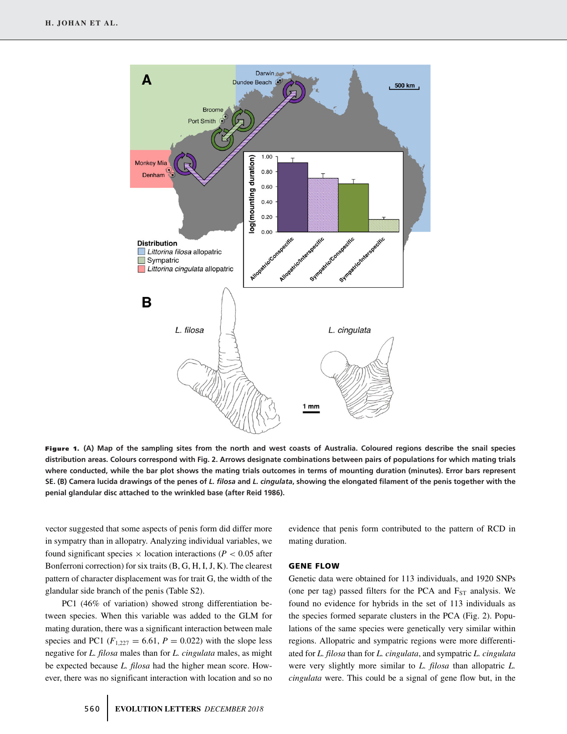**Figure 1.** **(A) Map of the sampling sites from the north and west coasts of Australia. Coloured regions describe the snail species distribution areas. Colours correspond with Fig. 2. Arrows designate combinations between pairs of populations for which mating trials where conducted, while the bar plot shows the mating trials outcomes in terms of mounting duration (minutes). Error bars represent SE. (B) Camera lucida drawings of the penes of *L. filosa* and *L. cingulata*, showing the elongated filament of the penis together with the penial glandular disc attached to the wrinkled base (after Reid 1986).**

vector suggested that some aspects of penis form did differ more in sympatry than in allopatry. Analyzing individual variables, we found significant species × location interactions ($P < 0.05$ after Bonferroni correction) for six traits (B, G, H, I, J, K). The clearest pattern of character displacement was for trait G, the width of the glandular side branch of the penis (Table S2).

PC1 (46% of variation) showed strong differentiation between species. When this variable was added to the GLM for mating duration, there was a significant interaction between male species and PC1 ($F_{1,227} = 6.61$, $P = 0.022$) with the slope less negative for *L. filosa* males than for *L. cingulata* males, as might be expected because *L. filosa* had the higher mean score. However, there was no significant interaction with location and so no evidence that penis form contributed to the pattern of RCD in mating duration.

## GENE FLOW

Genetic data were obtained for 113 individuals, and 1920 SNPs (one per tag) passed filters for the PCA and $F_{ST}$ analysis. We found no evidence for hybrids in the set of 113 individuals as the species formed separate clusters in the PCA (Fig. 2). Populations of the same species were genetically very similar within regions. Allopatric and sympatric regions were more differentiated for *L. filosa* than for *L. cingulata*, and sympatric *L. cingulata* were very slightly more similar to *L. filosa* than allopatric *L. cingulata* were. This could be a signal of gene flow but, in the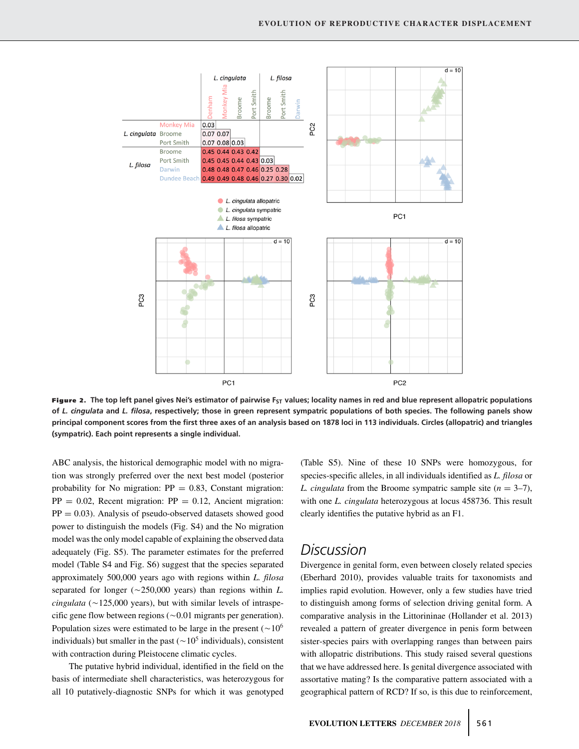| | | L. cingulata | | | | L. filosa | | |
|---|---|---|---|---|---|---|---|---|
| | | Denham | Monkey Mia | Broome | Port Smith | Broome | Port Smith | Darwin |
| L. cingulata | Monkey Mia | 0.03 | | | | | | |
| | Broome | 0.07 | 0.07 | | | | | |
| | Port Smith | 0.07 | 0.08 | 0.03 | | | | |
| L. filosa | Broome | 0.45 | 0.44 | 0.43 | 0.42 | | | |
| | Port Smith | 0.45 | 0.45 | 0.44 | 0.43 | 0.03 | | |
| | Darwin | 0.48 | 0.48 | 0.47 | 0.46 | 0.25 | 0.28 | |
| | Dundee Beach | 0.49 | 0.49 | 0.48 | 0.46 | 0.27 | 0.30 | 0.02 |

**Figure 2.** The top left panel gives Nei's estimator of pairwise $F_{ST}$ values; locality names in red and blue represent allopatric populations of *L. cingulata* and *L. filosa*, respectively; those in green represent sympatric populations of both species. The following panels show principal component scores from the first three axes of an analysis based on 1878 loci in 113 individuals. Circles (allopatric) and triangles (sympatric). Each point represents a single individual.

ABC analysis, the historical demographic model with no migration was strongly preferred over the next best model (posterior probability for No migration: PP = 0.83, Constant migration: PP = 0.02, Recent migration: PP = 0.12, Ancient migration: PP = 0.03). Analysis of pseudo-observed datasets showed good power to distinguish the models (Fig. S4) and the No migration model was the only model capable of explaining the observed data adequately (Fig. S5). The parameter estimates for the preferred model (Table S4 and Fig. S6) suggest that the species separated approximately 500,000 years ago with regions within *L. filosa* separated for longer (~250,000 years) than regions within *L. cingulata* (~125,000 years), but with similar levels of intraspecific gene flow between regions (~0.01 migrants per generation). Population sizes were estimated to be large in the present (~$10^6$ individuals) but smaller in the past (~$10^5$ individuals), consistent with contraction during Pleistocene climatic cycles.

The putative hybrid individual, identified in the field on the basis of intermediate shell characteristics, was heterozygous for all 10 putatively-diagnostic SNPs for which it was genotyped (Table S5). Nine of these 10 SNPs were homozygous, for species-specific alleles, in all individuals identified as *L. filosa* or *L. cingulata* from the Broome sympatric sample site ($n$ = 3–7), with one *L. cingulata* heterozygous at locus 458736. This result clearly identifies the putative hybrid as an F1.

# Discussion

Divergence in genital form, even between closely related species (Eberhard 2010), provides valuable traits for taxonomists and implies rapid evolution. However, only a few studies have tried to distinguish among forms of selection driving genital form. A comparative analysis in the Littorininae (Hollander et al. 2013) revealed a pattern of greater divergence in penis form between sister-species pairs with overlapping ranges than between pairs with allopatric distributions. This study raised several questions that we have addressed here. Is genital divergence associated with assortative mating? Is the comparative pattern associated with a geographical pattern of RCD? If so, is this due to reinforcement,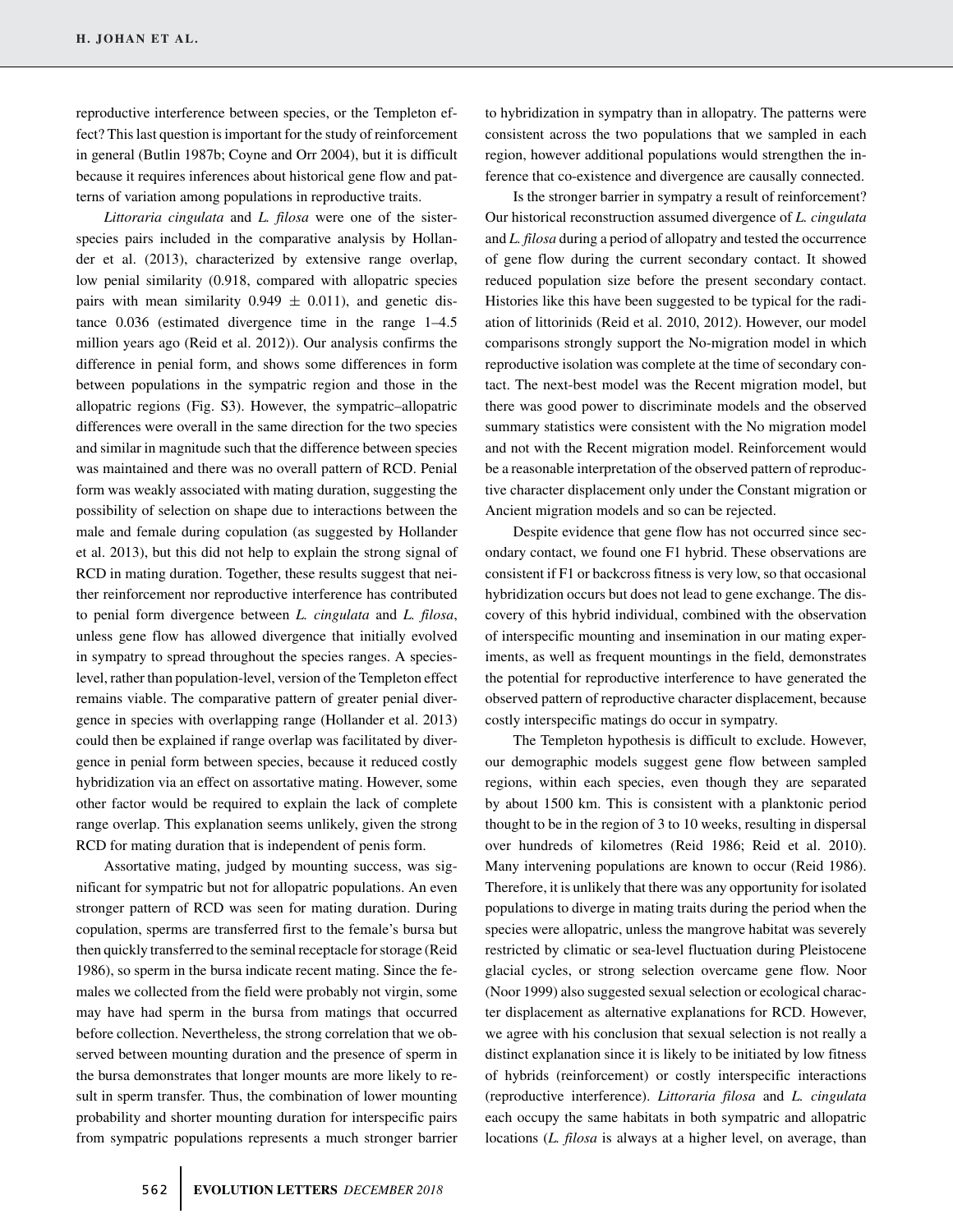reproductive interference between species, or the Templeton effect? This last question is important for the study of reinforcement in general (Butlin 1987b; Coyne and Orr 2004), but it is difficult because it requires inferences about historical gene flow and patterns of variation among populations in reproductive traits.

*Littoraria cingulata* and *L. filosa* were one of the sister-species pairs included in the comparative analysis by Hollander et al. (2013), characterized by extensive range overlap, low penial similarity (0.918, compared with allopatric species pairs with mean similarity $0.949 \pm 0.011$), and genetic distance 0.036 (estimated divergence time in the range 1–4.5 million years ago (Reid et al. 2012)). Our analysis confirms the difference in penial form, and shows some differences in form between populations in the sympatric region and those in the allopatric regions (Fig. S3). However, the sympatric–allopatric differences were overall in the same direction for the two species and similar in magnitude such that the difference between species was maintained and there was no overall pattern of RCD. Penial form was weakly associated with mating duration, suggesting the possibility of selection on shape due to interactions between the male and female during copulation (as suggested by Hollander et al. 2013), but this did not help to explain the strong signal of RCD in mating duration. Together, these results suggest that neither reinforcement nor reproductive interference has contributed to penial form divergence between *L. cingulata* and *L. filosa*, unless gene flow has allowed divergence that initially evolved in sympatry to spread throughout the species ranges. A species-level, rather than population-level, version of the Templeton effect remains viable. The comparative pattern of greater penial divergence in species with overlapping range (Hollander et al. 2013) could then be explained if range overlap was facilitated by divergence in penial form between species, because it reduced costly hybridization via an effect on assortative mating. However, some other factor would be required to explain the lack of complete range overlap. This explanation seems unlikely, given the strong RCD for mating duration that is independent of penis form.

Assortative mating, judged by mounting success, was significant for sympatric but not for allopatric populations. An even stronger pattern of RCD was seen for mating duration. During copulation, sperms are transferred first to the female's bursa but then quickly transferred to the seminal receptacle for storage (Reid 1986), so sperm in the bursa indicate recent mating. Since the females we collected from the field were probably not virgin, some may have had sperm in the bursa from matings that occurred before collection. Nevertheless, the strong correlation that we observed between mounting duration and the presence of sperm in the bursa demonstrates that longer mounts are more likely to result in sperm transfer. Thus, the combination of lower mounting probability and shorter mounting duration for interspecific pairs from sympatric populations represents a much stronger barrier to hybridization in sympatry than in allopatry. The patterns were consistent across the two populations that we sampled in each region, however additional populations would strengthen the inference that co-existence and divergence are causally connected.

Is the stronger barrier in sympatry a result of reinforcement? Our historical reconstruction assumed divergence of *L. cingulata* and *L. filosa* during a period of allopatry and tested the occurrence of gene flow during the current secondary contact. It showed reduced population size before the present secondary contact. Histories like this have been suggested to be typical for the radiation of littorinids (Reid et al. 2010, 2012). However, our model comparisons strongly support the No-migration model in which reproductive isolation was complete at the time of secondary contact. The next-best model was the Recent migration model, but there was good power to discriminate models and the observed summary statistics were consistent with the No migration model and not with the Recent migration model. Reinforcement would be a reasonable interpretation of the observed pattern of reproductive character displacement only under the Constant migration or Ancient migration models and so can be rejected.

Despite evidence that gene flow has not occurred since secondary contact, we found one F1 hybrid. These observations are consistent if F1 or backcross fitness is very low, so that occasional hybridization occurs but does not lead to gene exchange. The discovery of this hybrid individual, combined with the observation of interspecific mounting and insemination in our mating experiments, as well as frequent mountings in the field, demonstrates the potential for reproductive interference to have generated the observed pattern of reproductive character displacement, because costly interspecific matings do occur in sympatry.

The Templeton hypothesis is difficult to exclude. However, our demographic models suggest gene flow between sampled regions, within each species, even though they are separated by about 1500 km. This is consistent with a planktonic period thought to be in the region of 3 to 10 weeks, resulting in dispersal over hundreds of kilometres (Reid 1986; Reid et al. 2010). Many intervening populations are known to occur (Reid 1986). Therefore, it is unlikely that there was any opportunity for isolated populations to diverge in mating traits during the period when the species were allopatric, unless the mangrove habitat was severely restricted by climatic or sea-level fluctuation during Pleistocene glacial cycles, or strong selection overcame gene flow. Noor (Noor 1999) also suggested sexual selection or ecological character displacement as alternative explanations for RCD. However, we agree with his conclusion that sexual selection is not really a distinct explanation since it is likely to be initiated by low fitness of hybrids (reinforcement) or costly interspecific interactions (reproductive interference). *Littoraria filosa* and *L. cingulata* each occupy the same habitats in both sympatric and allopatric locations (*L. filosa* is always at a higher level, on average, than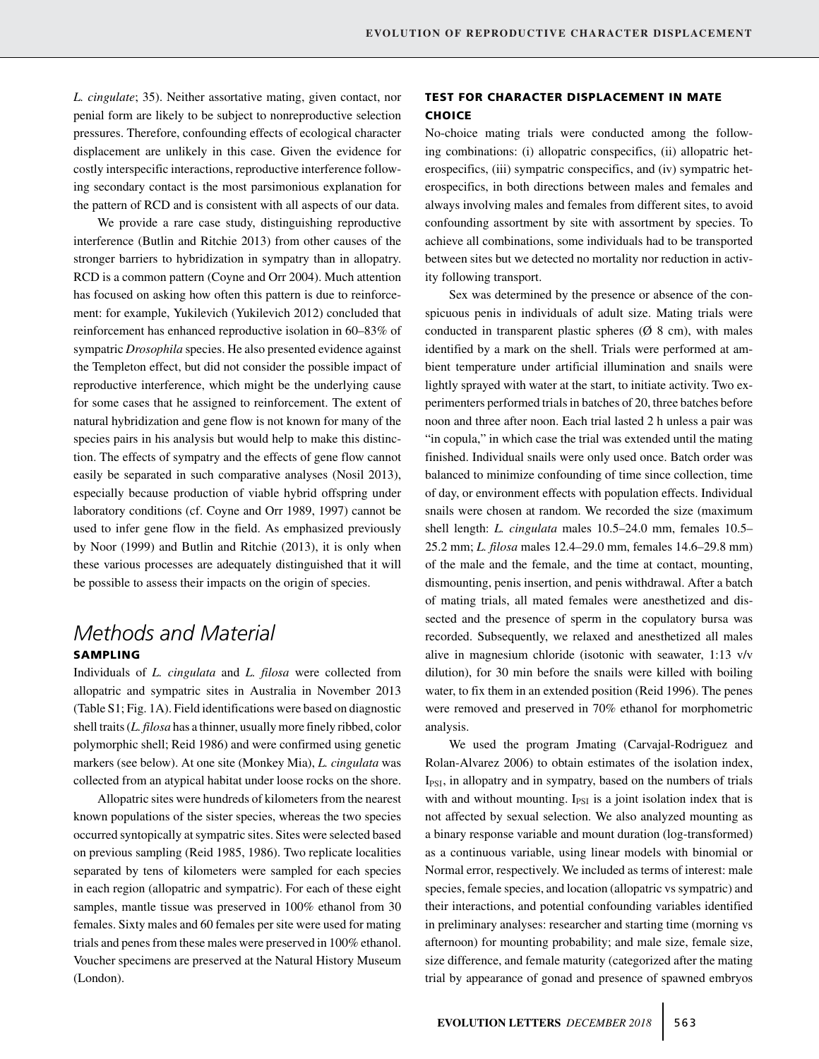*L. cingulate*; 35). Neither assortative mating, given contact, nor penial form are likely to be subject to nonreproductive selection pressures. Therefore, confounding effects of ecological character displacement are unlikely in this case. Given the evidence for costly interspecific interactions, reproductive interference following secondary contact is the most parsimonious explanation for the pattern of RCD and is consistent with all aspects of our data.

We provide a rare case study, distinguishing reproductive interference (Butlin and Ritchie 2013) from other causes of the stronger barriers to hybridization in sympatry than in allopatry. RCD is a common pattern (Coyne and Orr 2004). Much attention has focused on asking how often this pattern is due to reinforcement: for example, Yukilevich (Yukilevich 2012) concluded that reinforcement has enhanced reproductive isolation in 60–83% of sympatric *Drosophila* species. He also presented evidence against the Templeton effect, but did not consider the possible impact of reproductive interference, which might be the underlying cause for some cases that he assigned to reinforcement. The extent of natural hybridization and gene flow is not known for many of the species pairs in his analysis but would help to make this distinction. The effects of sympatry and the effects of gene flow cannot easily be separated in such comparative analyses (Nosil 2013), especially because production of viable hybrid offspring under laboratory conditions (cf. Coyne and Orr 1989, 1997) cannot be used to infer gene flow in the field. As emphasized previously by Noor (1999) and Butlin and Ritchie (2013), it is only when these various processes are adequately distinguished that it will be possible to assess their impacts on the origin of species.

# Methods and Material

## SAMPLING

Individuals of *L. cingulata* and *L. filosa* were collected from allopatric and sympatric sites in Australia in November 2013 (Table S1; Fig. 1A). Field identifications were based on diagnostic shell traits (*L. filosa* has a thinner, usually more finely ribbed, color polymorphic shell; Reid 1986) and were confirmed using genetic markers (see below). At one site (Monkey Mia), *L. cingulata* was collected from an atypical habitat under loose rocks on the shore.

Allopatric sites were hundreds of kilometers from the nearest known populations of the sister species, whereas the two species occurred syntopically at sympatric sites. Sites were selected based on previous sampling (Reid 1985, 1986). Two replicate localities separated by tens of kilometers were sampled for each species in each region (allopatric and sympatric). For each of these eight samples, mantle tissue was preserved in 100% ethanol from 30 females. Sixty males and 60 females per site were used for mating trials and penes from these males were preserved in 100% ethanol. Voucher specimens are preserved at the Natural History Museum (London).

## TEST FOR CHARACTER DISPLACEMENT IN MATE CHOICE

No-choice mating trials were conducted among the following combinations: (i) allopatric conspecifics, (ii) allopatric heterospecifics, (iii) sympatric conspecifics, and (iv) sympatric heterospecifics, in both directions between males and females and always involving males and females from different sites, to avoid confounding assortment by site with assortment by species. To achieve all combinations, some individuals had to be transported between sites but we detected no mortality nor reduction in activity following transport.

Sex was determined by the presence or absence of the conspicuous penis in individuals of adult size. Mating trials were conducted in transparent plastic spheres (Ø 8 cm), with males identified by a mark on the shell. Trials were performed at ambient temperature under artificial illumination and snails were lightly sprayed with water at the start, to initiate activity. Two experimenters performed trials in batches of 20, three batches before noon and three after noon. Each trial lasted 2 h unless a pair was "in copula," in which case the trial was extended until the mating finished. Individual snails were only used once. Batch order was balanced to minimize confounding of time since collection, time of day, or environment effects with population effects. Individual snails were chosen at random. We recorded the size (maximum shell length: *L. cingulata* males 10.5–24.0 mm, females 10.5–25.2 mm; *L. filosa* males 12.4–29.0 mm, females 14.6–29.8 mm) of the male and the female, and the time at contact, mounting, dismounting, penis insertion, and penis withdrawal. After a batch of mating trials, all mated females were anesthetized and dissected and the presence of sperm in the copulatory bursa was recorded. Subsequently, we relaxed and anesthetized all males alive in magnesium chloride (isotonic with seawater, 1:13 v/v dilution), for 30 min before the snails were killed with boiling water, to fix them in an extended position (Reid 1996). The penes were removed and preserved in 70% ethanol for morphometric analysis.

We used the program Jmating (Carvajal-Rodriguez and Rolan-Alvarez 2006) to obtain estimates of the isolation index, $I_{PSI}$, in allopatry and in sympatry, based on the numbers of trials with and without mounting. $I_{PSI}$ is a joint isolation index that is not affected by sexual selection. We also analyzed mounting as a binary response variable and mount duration (log-transformed) as a continuous variable, using linear models with binomial or Normal error, respectively. We included as terms of interest: male species, female species, and location (allopatric vs sympatric) and their interactions, and potential confounding variables identified in preliminary analyses: researcher and starting time (morning vs afternoon) for mounting probability; and male size, female size, size difference, and female maturity (categorized after the mating trial by appearance of gonad and presence of spawned embryos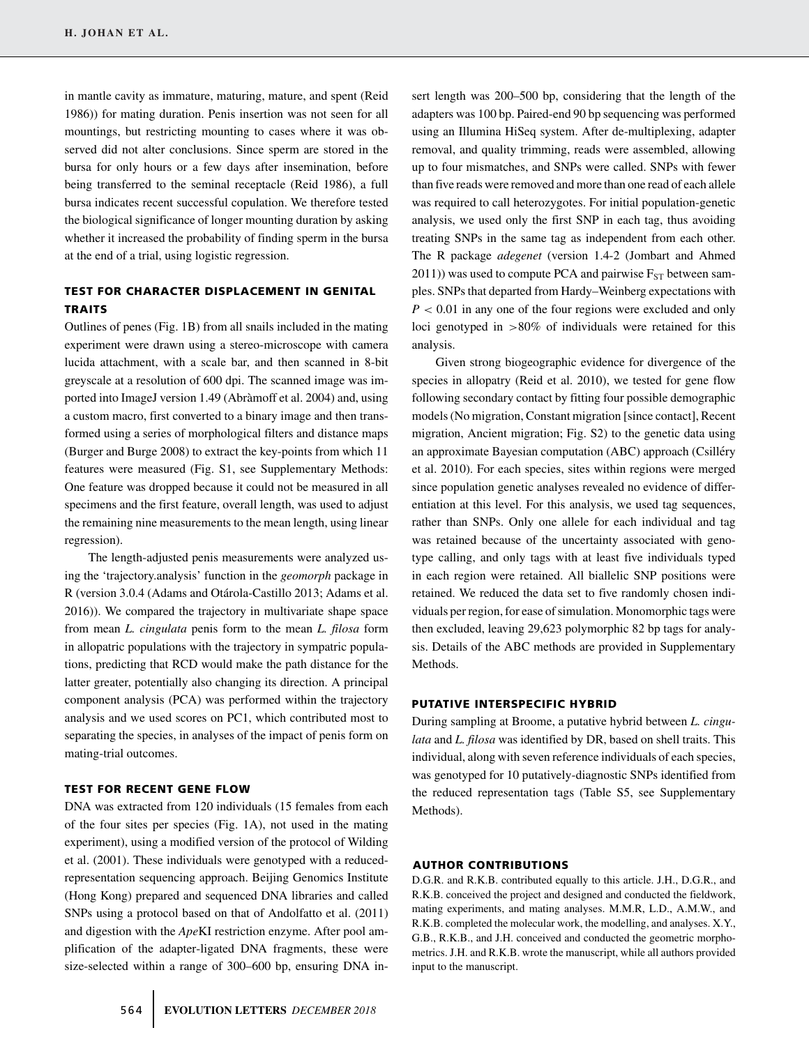in mantle cavity as immature, maturing, mature, and spent (Reid 1986)) for mating duration. Penis insertion was not seen for all mountings, but restricting mounting to cases where it was observed did not alter conclusions. Since sperm are stored in the bursa for only hours or a few days after insemination, before being transferred to the seminal receptacle (Reid 1986), a full bursa indicates recent successful copulation. We therefore tested the biological significance of longer mounting duration by asking whether it increased the probability of finding sperm in the bursa at the end of a trial, using logistic regression.

## TEST FOR CHARACTER DISPLACEMENT IN GENITAL TRAITS

Outlines of penes (Fig. 1B) from all snails included in the mating experiment were drawn using a stereo-microscope with camera lucida attachment, with a scale bar, and then scanned in 8-bit greyscale at a resolution of 600 dpi. The scanned image was imported into ImageJ version 1.49 (Abràmoff et al. 2004) and, using a custom macro, first converted to a binary image and then transformed using a series of morphological filters and distance maps (Burger and Burge 2008) to extract the key-points from which 11 features were measured (Fig. S1, see Supplementary Methods: One feature was dropped because it could not be measured in all specimens and the first feature, overall length, was used to adjust the remaining nine measurements to the mean length, using linear regression).

The length-adjusted penis measurements were analyzed using the 'trajectory.analysis' function in the *geomorph* package in R (version 3.0.4 (Adams and Otárola-Castillo 2013; Adams et al. 2016)). We compared the trajectory in multivariate shape space from mean *L. cingulata* penis form to the mean *L. filosa* form in allopatric populations with the trajectory in sympatric populations, predicting that RCD would make the path distance for the latter greater, potentially also changing its direction. A principal component analysis (PCA) was performed within the trajectory analysis and we used scores on PC1, which contributed most to separating the species, in analyses of the impact of penis form on mating-trial outcomes.

## TEST FOR RECENT GENE FLOW

DNA was extracted from 120 individuals (15 females from each of the four sites per species (Fig. 1A), not used in the mating experiment), using a modified version of the protocol of Wilding et al. (2001). These individuals were genotyped with a reduced-representation sequencing approach. Beijing Genomics Institute (Hong Kong) prepared and sequenced DNA libraries and called SNPs using a protocol based on that of Andolfatto et al. (2011) and digestion with the *Ape*KI restriction enzyme. After pool amplification of the adapter-ligated DNA fragments, these were size-selected within a range of 300–600 bp, ensuring DNA insert length was 200–500 bp, considering that the length of the adapters was 100 bp. Paired-end 90 bp sequencing was performed using an Illumina HiSeq system. After de-multiplexing, adapter removal, and quality trimming, reads were assembled, allowing up to four mismatches, and SNPs were called. SNPs with fewer than five reads were removed and more than one read of each allele was required to call heterozygotes. For initial population-genetic analysis, we used only the first SNP in each tag, thus avoiding treating SNPs in the same tag as independent from each other. The R package *adegenet* (version 1.4-2 (Jombart and Ahmed 2011)) was used to compute PCA and pairwise $F_{ST}$ between samples. SNPs that departed from Hardy–Weinberg expectations with $P < 0.01$ in any one of the four regions were excluded and only loci genotyped in $>80\%$ of individuals were retained for this analysis.

Given strong biogeographic evidence for divergence of the species in allopatry (Reid et al. 2010), we tested for gene flow following secondary contact by fitting four possible demographic models (No migration, Constant migration [since contact], Recent migration, Ancient migration; Fig. S2) to the genetic data using an approximate Bayesian computation (ABC) approach (Csilléry et al. 2010). For each species, sites within regions were merged since population genetic analyses revealed no evidence of differentiation at this level. For this analysis, we used tag sequences, rather than SNPs. Only one allele for each individual and tag was retained because of the uncertainty associated with genotype calling, and only tags with at least five individuals typed in each region were retained. All biallelic SNP positions were retained. We reduced the data set to five randomly chosen individuals per region, for ease of simulation. Monomorphic tags were then excluded, leaving 29,623 polymorphic 82 bp tags for analysis. Details of the ABC methods are provided in Supplementary Methods.

## PUTATIVE INTERSPECIFIC HYBRID

During sampling at Broome, a putative hybrid between *L. cingulata* and *L. filosa* was identified by DR, based on shell traits. This individual, along with seven reference individuals of each species, was genotyped for 10 putatively-diagnostic SNPs identified from the reduced representation tags (Table S5, see Supplementary Methods).

## AUTHOR CONTRIBUTIONS

D.G.R. and R.K.B. contributed equally to this article. J.H., D.G.R., and R.K.B. conceived the project and designed and conducted the fieldwork, mating experiments, and mating analyses. M.M.R, L.D., A.M.W., and R.K.B. completed the molecular work, the modelling, and analyses. X.Y., G.B., R.K.B., and J.H. conceived and conducted the geometric morphometrics. J.H. and R.K.B. wrote the manuscript, while all authors provided input to the manuscript.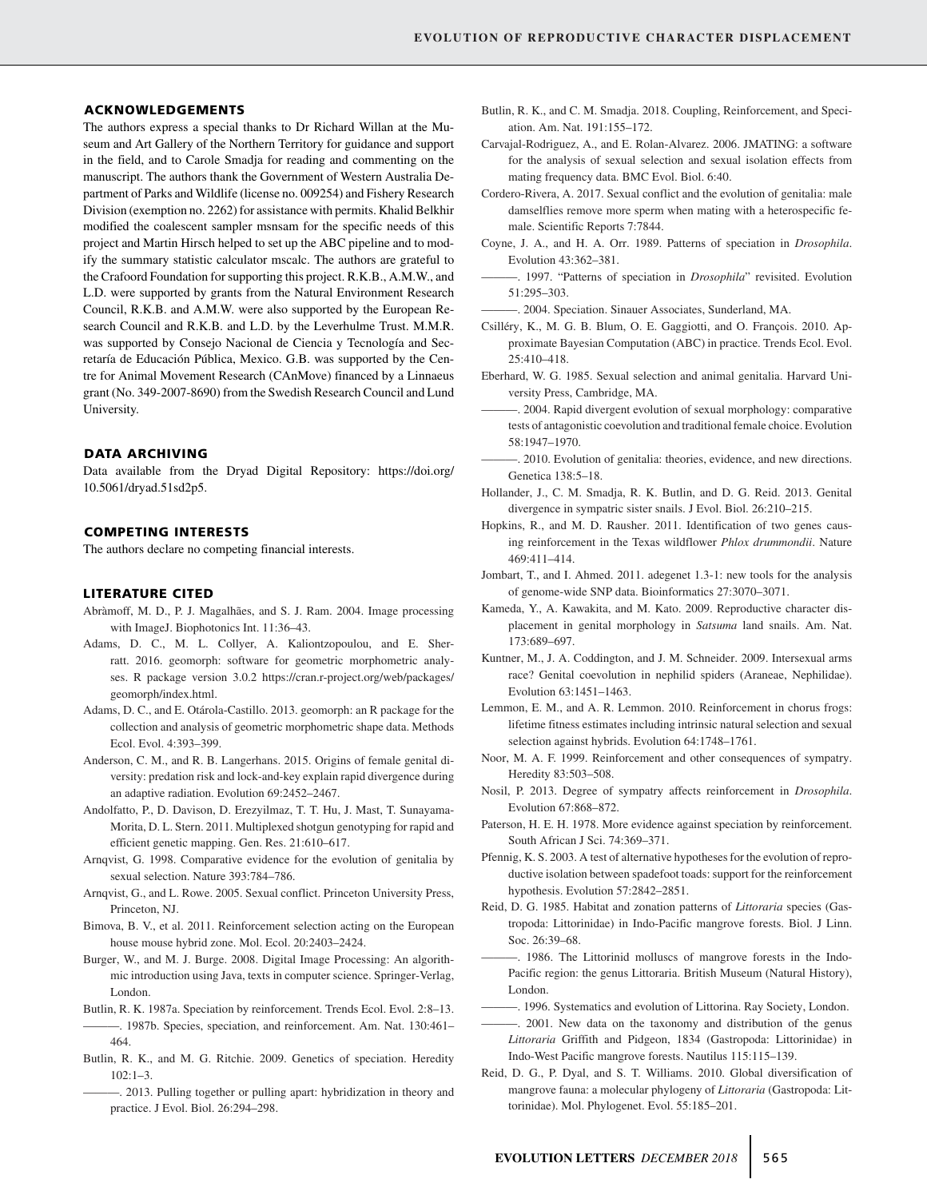## ACKNOWLEDGEMENTS

The authors express a special thanks to Dr Richard Willan at the Museum and Art Gallery of the Northern Territory for guidance and support in the field, and to Carole Smadja for reading and commenting on the manuscript. The authors thank the Government of Western Australia Department of Parks and Wildlife (license no. 009254) and Fishery Research Division (exemption no. 2262) for assistance with permits. Khalid Belkhir modified the coalescent sampler msnsam for the specific needs of this project and Martin Hirsch helped to set up the ABC pipeline and to modify the summary statistic calculator mscalc. The authors are grateful to the Crafoord Foundation for supporting this project. R.K.B., A.M.W., and L.D. were supported by grants from the Natural Environment Research Council, R.K.B. and A.M.W. were also supported by the European Research Council and R.K.B. and L.D. by the Leverhulme Trust. M.M.R. was supported by Consejo Nacional de Ciencia y Tecnología and Secretaría de Educación Pública, Mexico. G.B. was supported by the Centre for Animal Movement Research (CAnMove) financed by a Linnaeus grant (No. 349-2007-8690) from the Swedish Research Council and Lund University.

## DATA ARCHIVING

Data available from the Dryad Digital Repository: https://doi.org/10.5061/dryad.51sd2p5.

## COMPETING INTERESTS

The authors declare no competing financial interests.

## LITERATURE CITED

Abràmoff, M. D., P. J. Magalhães, and S. J. Ram. 2004. Image processing with ImageJ. Biophotonics Int. 11:36–43.

Adams, D. C., M. L. Collyer, A. Kaliontzopoulou, and E. Sherratt. 2016. geomorph: software for geometric morphometric analyses. R package version 3.0.2 https://cran.r-project.org/web/packages/geomorph/index.html.

Adams, D. C., and E. Otárola-Castillo. 2013. geomorph: an R package for the collection and analysis of geometric morphometric shape data. Methods Ecol. Evol. 4:393–399.

Anderson, C. M., and R. B. Langerhans. 2015. Origins of female genital diversity: predation risk and lock-and-key explain rapid divergence during an adaptive radiation. Evolution 69:2452–2467.

Andolfatto, P., D. Davison, D. Erezyilmaz, T. T. Hu, J. Mast, T. Sunayama-Morita, D. L. Stern. 2011. Multiplexed shotgun genotyping for rapid and efficient genetic mapping. Gen. Res. 21:610–617.

Arnqvist, G. 1998. Comparative evidence for the evolution of genitalia by sexual selection. Nature 393:784–786.

Arnqvist, G., and L. Rowe. 2005. Sexual conflict. Princeton University Press, Princeton, NJ.

Bimova, B. V., et al. 2011. Reinforcement selection acting on the European house mouse hybrid zone. Mol. Ecol. 20:2403–2424.

Burger, W., and M. J. Burge. 2008. Digital Image Processing: An algorithmic introduction using Java, texts in computer science. Springer-Verlag, London.

Butlin, R. K. 1987a. Speciation by reinforcement. Trends Ecol. Evol. 2:8–13.

———. 1987b. Species, speciation, and reinforcement. Am. Nat. 130:461–464.

Butlin, R. K., and M. G. Ritchie. 2009. Genetics of speciation. Heredity 102:1–3.

———. 2013. Pulling together or pulling apart: hybridization in theory and practice. J Evol. Biol. 26:294–298.

Butlin, R. K., and C. M. Smadja. 2018. Coupling, Reinforcement, and Speciation. Am. Nat. 191:155–172.

Carvajal-Rodriguez, A., and E. Rolan-Alvarez. 2006. JMATING: a software for the analysis of sexual selection and sexual isolation effects from mating frequency data. BMC Evol. Biol. 6:40.

Cordero-Rivera, A. 2017. Sexual conflict and the evolution of genitalia: male damselflies remove more sperm when mating with a heterospecific female. Scientific Reports 7:7844.

Coyne, J. A., and H. A. Orr. 1989. Patterns of speciation in *Drosophila*. Evolution 43:362–381.

———. 1997. "Patterns of speciation in *Drosophila*" revisited. Evolution 51:295–303.

———. 2004. Speciation. Sinauer Associates, Sunderland, MA.

Csilléry, K., M. G. B. Blum, O. E. Gaggiotti, and O. François. 2010. Approximate Bayesian Computation (ABC) in practice. Trends Ecol. Evol. 25:410–418.

Eberhard, W. G. 1985. Sexual selection and animal genitalia. Harvard University Press, Cambridge, MA.

———. 2004. Rapid divergent evolution of sexual morphology: comparative tests of antagonistic coevolution and traditional female choice. Evolution 58:1947–1970.

———. 2010. Evolution of genitalia: theories, evidence, and new directions. Genetica 138:5–18.

Hollander, J., C. M. Smadja, R. K. Butlin, and D. G. Reid. 2013. Genital divergence in sympatric sister snails. J Evol. Biol. 26:210–215.

Hopkins, R., and M. D. Rausher. 2011. Identification of two genes causing reinforcement in the Texas wildflower *Phlox drummondii*. Nature 469:411–414.

Jombart, T., and I. Ahmed. 2011. adegenet 1.3-1: new tools for the analysis of genome-wide SNP data. Bioinformatics 27:3070–3071.

Kameda, Y., A. Kawakita, and M. Kato. 2009. Reproductive character displacement in genital morphology in *Satsuma* land snails. Am. Nat. 173:689–697.

Kuntner, M., J. A. Coddington, and J. M. Schneider. 2009. Intersexual arms race? Genital coevolution in nephilid spiders (Araneae, Nephilidae). Evolution 63:1451–1463.

Lemmon, E. M., and A. R. Lemmon. 2010. Reinforcement in chorus frogs: lifetime fitness estimates including intrinsic natural selection and sexual selection against hybrids. Evolution 64:1748–1761.

Noor, M. A. F. 1999. Reinforcement and other consequences of sympatry. Heredity 83:503–508.

Nosil, P. 2013. Degree of sympatry affects reinforcement in *Drosophila*. Evolution 67:868–872.

Paterson, H. E. H. 1978. More evidence against speciation by reinforcement. South African J Sci. 74:369–371.

Pfennig, K. S. 2003. A test of alternative hypotheses for the evolution of reproductive isolation between spadefoot toads: support for the reinforcement hypothesis. Evolution 57:2842–2851.

Reid, D. G. 1985. Habitat and zonation patterns of *Littoraria* species (Gastropoda: Littorinidae) in Indo-Pacific mangrove forests. Biol. J Linn. Soc. 26:39–68.

———. 1986. The Littorinid molluscs of mangrove forests in the Indo-Pacific region: the genus Littoraria. British Museum (Natural History), London.

———. 1996. Systematics and evolution of Littorina. Ray Society, London.

———. 2001. New data on the taxonomy and distribution of the genus *Littoraria* Griffith and Pidgeon, 1834 (Gastropoda: Littorinidae) in Indo-West Pacific mangrove forests. Nautilus 115:115–139.

Reid, D. G., P. Dyal, and S. T. Williams. 2010. Global diversification of mangrove fauna: a molecular phylogeny of *Littoraria* (Gastropoda: Littorinidae). Mol. Phylogenet. Evol. 55:185–201.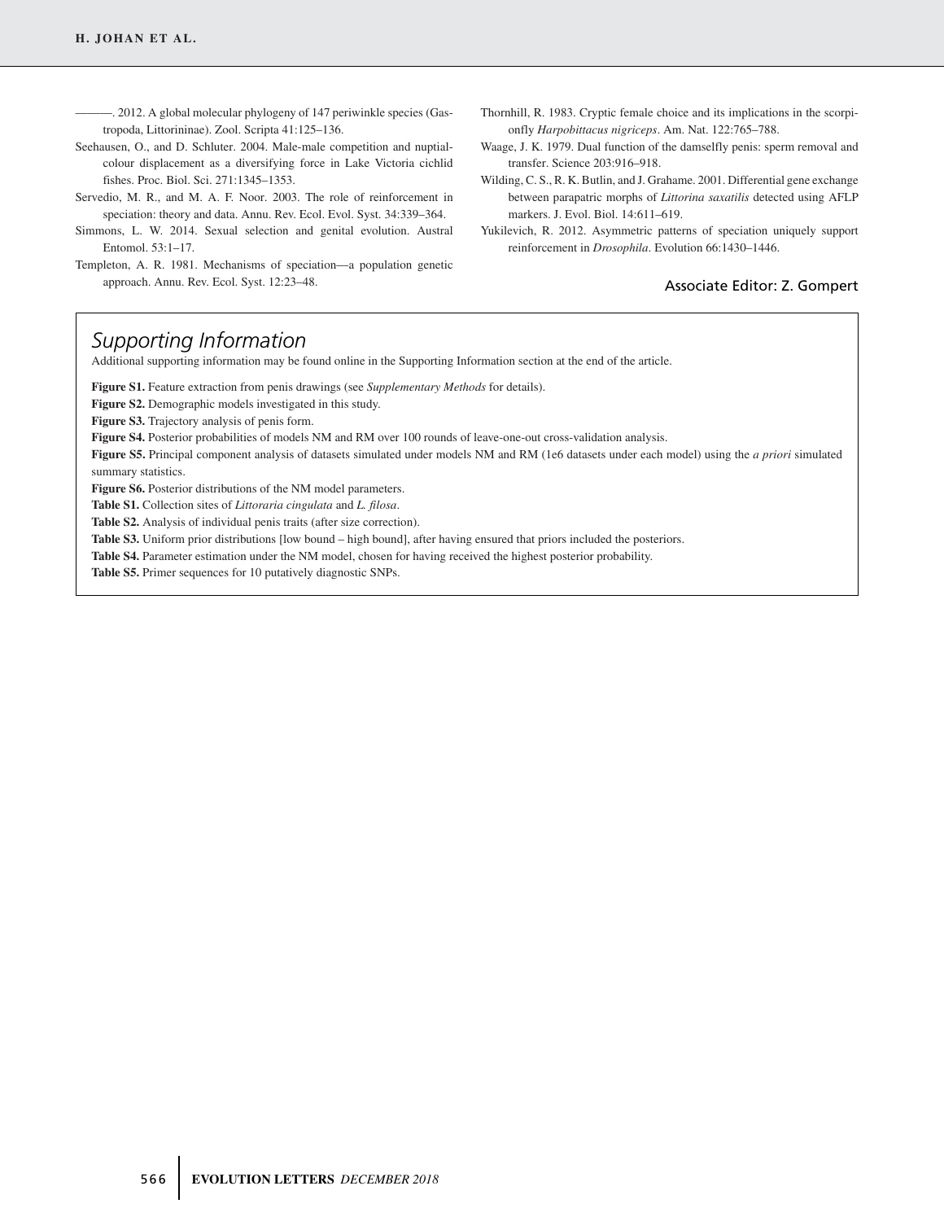———. 2012. A global molecular phylogeny of 147 periwinkle species (Gastropoda, Littorininae). Zool. Scripta 41:125–136.

Seehausen, O., and D. Schluter. 2004. Male-male competition and nuptial-colour displacement as a diversifying force in Lake Victoria cichlid fishes. Proc. Biol. Sci. 271:1345–1353.

Servedio, M. R., and M. A. F. Noor. 2003. The role of reinforcement in speciation: theory and data. Annu. Rev. Ecol. Evol. Syst. 34:339–364.

Simmons, L. W. 2014. Sexual selection and genital evolution. Austral Entomol. 53:1–17.

Templeton, A. R. 1981. Mechanisms of speciation—a population genetic approach. Annu. Rev. Ecol. Syst. 12:23–48.

Thornhill, R. 1983. Cryptic female choice and its implications in the scorpionfly *Harpobittacus nigriceps*. Am. Nat. 122:765–788.

Waage, J. K. 1979. Dual function of the damselfly penis: sperm removal and transfer. Science 203:916–918.

Wilding, C. S., R. K. Butlin, and J. Grahame. 2001. Differential gene exchange between parapatric morphs of *Littorina saxatilis* detected using AFLP markers. J. Evol. Biol. 14:611–619.

Yukilevich, R. 2012. Asymmetric patterns of speciation uniquely support reinforcement in *Drosophila*. Evolution 66:1430–1446.

Associate Editor: Z. Gompert

## *Supporting Information*

Additional supporting information may be found online in the Supporting Information section at the end of the article.

**Figure S1.** Feature extraction from penis drawings (see *Supplementary Methods* for details).

**Figure S2.** Demographic models investigated in this study.

**Figure S3.** Trajectory analysis of penis form.

**Figure S4.** Posterior probabilities of models NM and RM over 100 rounds of leave-one-out cross-validation analysis.

**Figure S5.** Principal component analysis of datasets simulated under models NM and RM (1e6 datasets under each model) using the *a priori* simulated summary statistics.

**Figure S6.** Posterior distributions of the NM model parameters.

**Table S1.** Collection sites of *Littoraria cingulata* and *L. filosa*.

**Table S2.** Analysis of individual penis traits (after size correction).

**Table S3.** Uniform prior distributions [low bound – high bound], after having ensured that priors included the posteriors.

**Table S4.** Parameter estimation under the NM model, chosen for having received the highest posterior probability.

**Table S5.** Primer sequences for 10 putatively diagnostic SNPs.